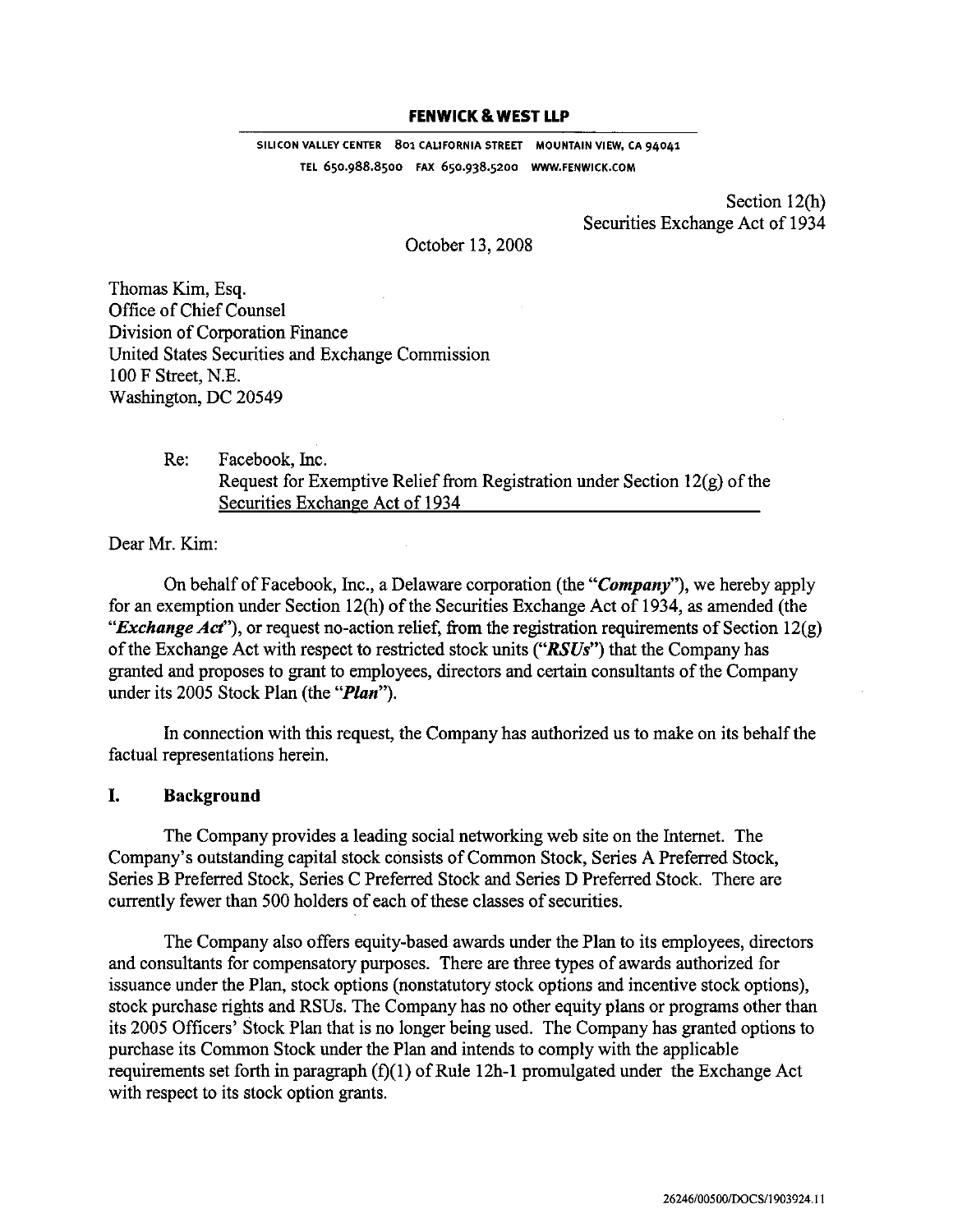**FENWICK & WEST LLP**

SILICON VALLEY CENTER 801 CALIFORNIA STREET MOUNTAIN VIEW, CA 94041
TEL 650.988.8500 FAX 650.938.5200 WWW.FENWICK.COM

Section 12(h)
Securities Exchange Act of 1934

October 13, 2008

Thomas Kim, Esq.
Office of Chief Counsel
Division of Corporation Finance
United States Securities and Exchange Commission
100 F Street, N.E.
Washington, DC 20549

Re: Facebook, Inc.
Request for Exemptive Relief from Registration under Section 12(g) of the Securities Exchange Act of 1934

Dear Mr. Kim:

On behalf of Facebook, Inc., a Delaware corporation (the "***Company***"), we hereby apply for an exemption under Section 12(h) of the Securities Exchange Act of 1934, as amended (the "***Exchange Act***"), or request no-action relief, from the registration requirements of Section 12(g) of the Exchange Act with respect to restricted stock units ("***RSUs***") that the Company has granted and proposes to grant to employees, directors and certain consultants of the Company under its 2005 Stock Plan (the "***Plan***").

In connection with this request, the Company has authorized us to make on its behalf the factual representations herein.

## I. Background

The Company provides a leading social networking web site on the Internet. The Company's outstanding capital stock consists of Common Stock, Series A Preferred Stock, Series B Preferred Stock, Series C Preferred Stock and Series D Preferred Stock. There are currently fewer than 500 holders of each of these classes of securities.

The Company also offers equity-based awards under the Plan to its employees, directors and consultants for compensatory purposes. There are three types of awards authorized for issuance under the Plan, stock options (nonstatutory stock options and incentive stock options), stock purchase rights and RSUs. The Company has no other equity plans or programs other than its 2005 Officers' Stock Plan that is no longer being used. The Company has granted options to purchase its Common Stock under the Plan and intends to comply with the applicable requirements set forth in paragraph (f)(1) of Rule 12h-1 promulgated under the Exchange Act with respect to its stock option grants.

26246/00500/DOCS/1903924.11